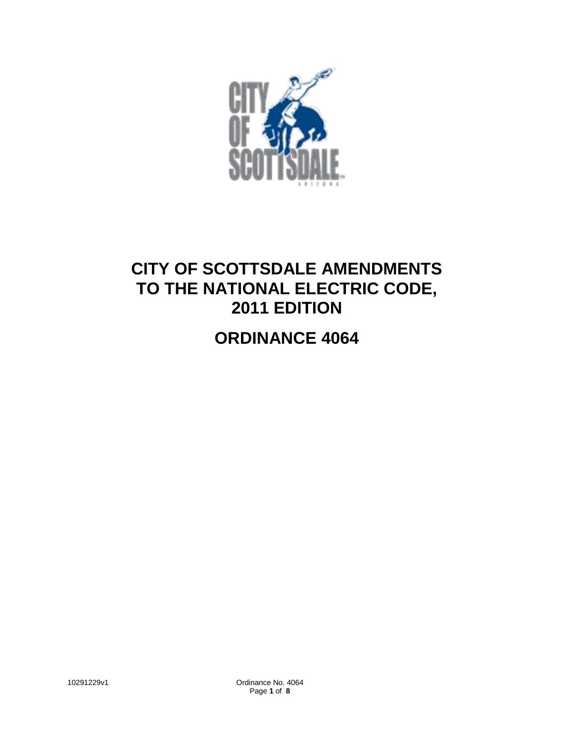# CITY OF SCOTTSDALE AMENDMENTS TO THE NATIONAL ELECTRIC CODE, 2011 EDITION

# ORDINANCE 4064

10291229v1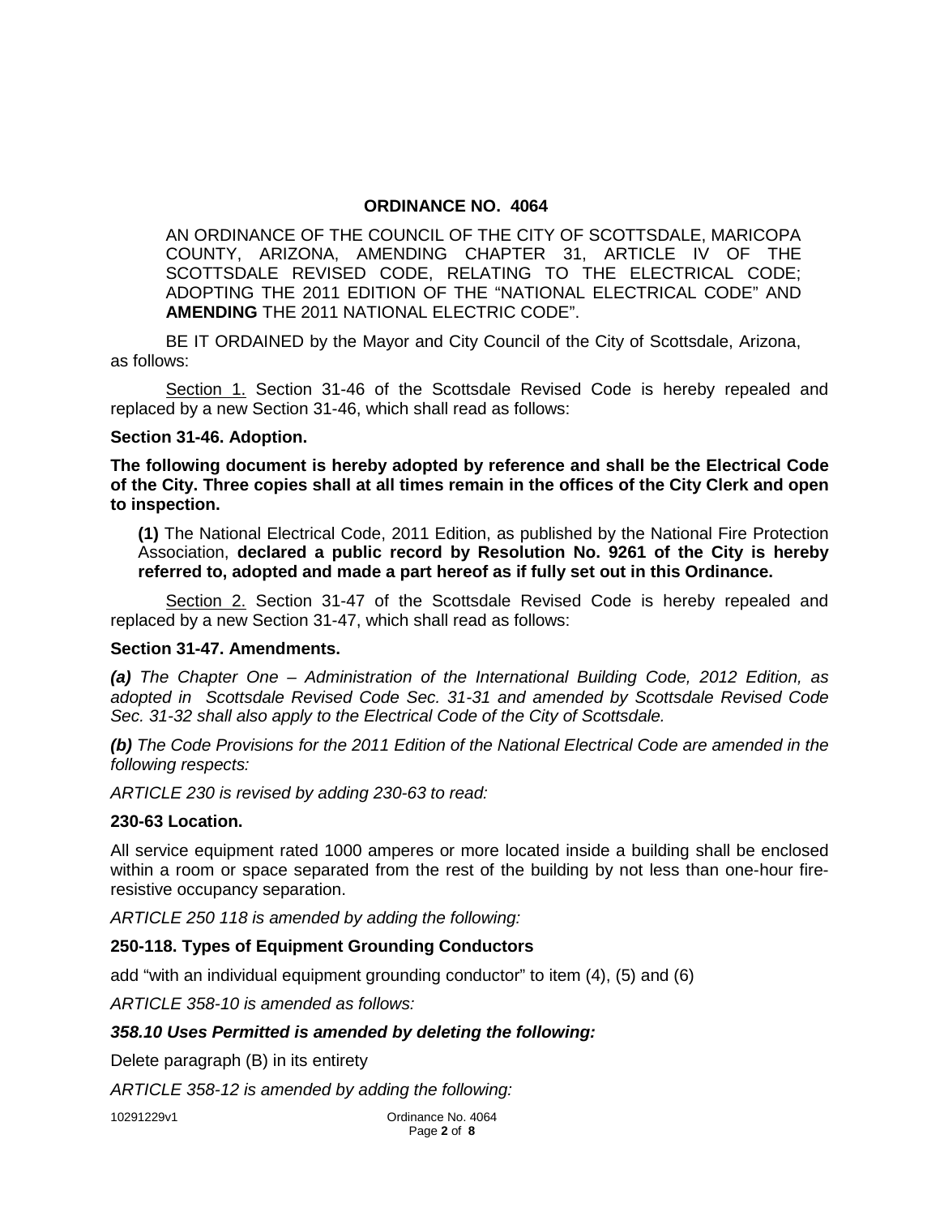## ORDINANCE NO. 4064

AN ORDINANCE OF THE COUNCIL OF THE CITY OF SCOTTSDALE, MARICOPA COUNTY, ARIZONA, AMENDING CHAPTER 31, ARTICLE IV OF THE SCOTTSDALE REVISED CODE, RELATING TO THE ELECTRICAL CODE; ADOPTING THE 2011 EDITION OF THE "NATIONAL ELECTRICAL CODE" AND **AMENDING** THE 2011 NATIONAL ELECTRIC CODE".

BE IT ORDAINED by the Mayor and City Council of the City of Scottsdale, Arizona, as follows:

Section 1. Section 31-46 of the Scottsdale Revised Code is hereby repealed and replaced by a new Section 31-46, which shall read as follows:

**Section 31-46. Adoption.**

**The following document is hereby adopted by reference and shall be the Electrical Code of the City. Three copies shall at all times remain in the offices of the City Clerk and open to inspection.**

**(1)** The National Electrical Code, 2011 Edition, as published by the National Fire Protection Association, **declared a public record by Resolution No. 9261 of the City is hereby referred to, adopted and made a part hereof as if fully set out in this Ordinance.**

Section 2. Section 31-47 of the Scottsdale Revised Code is hereby repealed and replaced by a new Section 31-47, which shall read as follows:

**Section 31-47. Amendments.**

***(a)*** *The Chapter One – Administration of the International Building Code, 2012 Edition, as adopted in Scottsdale Revised Code Sec. 31-31 and amended by Scottsdale Revised Code Sec. 31-32 shall also apply to the Electrical Code of the City of Scottsdale.*

***(b)*** *The Code Provisions for the 2011 Edition of the National Electrical Code are amended in the following respects:*

*ARTICLE 230 is revised by adding 230-63 to read:*

**230-63 Location.**

All service equipment rated 1000 amperes or more located inside a building shall be enclosed within a room or space separated from the rest of the building by not less than one-hour fire-resistive occupancy separation.

*ARTICLE 250 118 is amended by adding the following:*

**250-118. Types of Equipment Grounding Conductors**

add "with an individual equipment grounding conductor" to item (4), (5) and (6)

*ARTICLE 358-10 is amended as follows:*

***358.10 Uses Permitted is amended by deleting the following:***

Delete paragraph (B) in its entirety

*ARTICLE 358-12 is amended by adding the following:*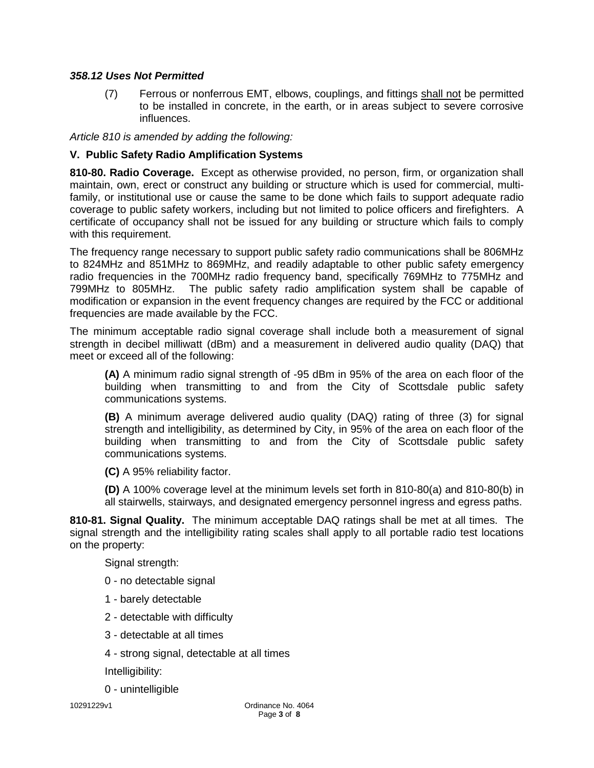***358.12 Uses Not Permitted***

(7) Ferrous or nonferrous EMT, elbows, couplings, and fittings shall not be permitted to be installed in concrete, in the earth, or in areas subject to severe corrosive influences.

*Article 810 is amended by adding the following:*

**V. Public Safety Radio Amplification Systems**

**810-80. Radio Coverage.** Except as otherwise provided, no person, firm, or organization shall maintain, own, erect or construct any building or structure which is used for commercial, multi-family, or institutional use or cause the same to be done which fails to support adequate radio coverage to public safety workers, including but not limited to police officers and firefighters. A certificate of occupancy shall not be issued for any building or structure which fails to comply with this requirement.

The frequency range necessary to support public safety radio communications shall be 806MHz to 824MHz and 851MHz to 869MHz, and readily adaptable to other public safety emergency radio frequencies in the 700MHz radio frequency band, specifically 769MHz to 775MHz and 799MHz to 805MHz. The public safety radio amplification system shall be capable of modification or expansion in the event frequency changes are required by the FCC or additional frequencies are made available by the FCC.

The minimum acceptable radio signal coverage shall include both a measurement of signal strength in decibel milliwatt (dBm) and a measurement in delivered audio quality (DAQ) that meet or exceed all of the following:

**(A)** A minimum radio signal strength of -95 dBm in 95% of the area on each floor of the building when transmitting to and from the City of Scottsdale public safety communications systems.

**(B)** A minimum average delivered audio quality (DAQ) rating of three (3) for signal strength and intelligibility, as determined by City, in 95% of the area on each floor of the building when transmitting to and from the City of Scottsdale public safety communications systems.

**(C)** A 95% reliability factor.

**(D)** A 100% coverage level at the minimum levels set forth in 810-80(a) and 810-80(b) in all stairwells, stairways, and designated emergency personnel ingress and egress paths.

**810-81. Signal Quality.** The minimum acceptable DAQ ratings shall be met at all times. The signal strength and the intelligibility rating scales shall apply to all portable radio test locations on the property:

Signal strength:

0 - no detectable signal

1 - barely detectable

2 - detectable with difficulty

3 - detectable at all times

4 - strong signal, detectable at all times

Intelligibility:

0 - unintelligible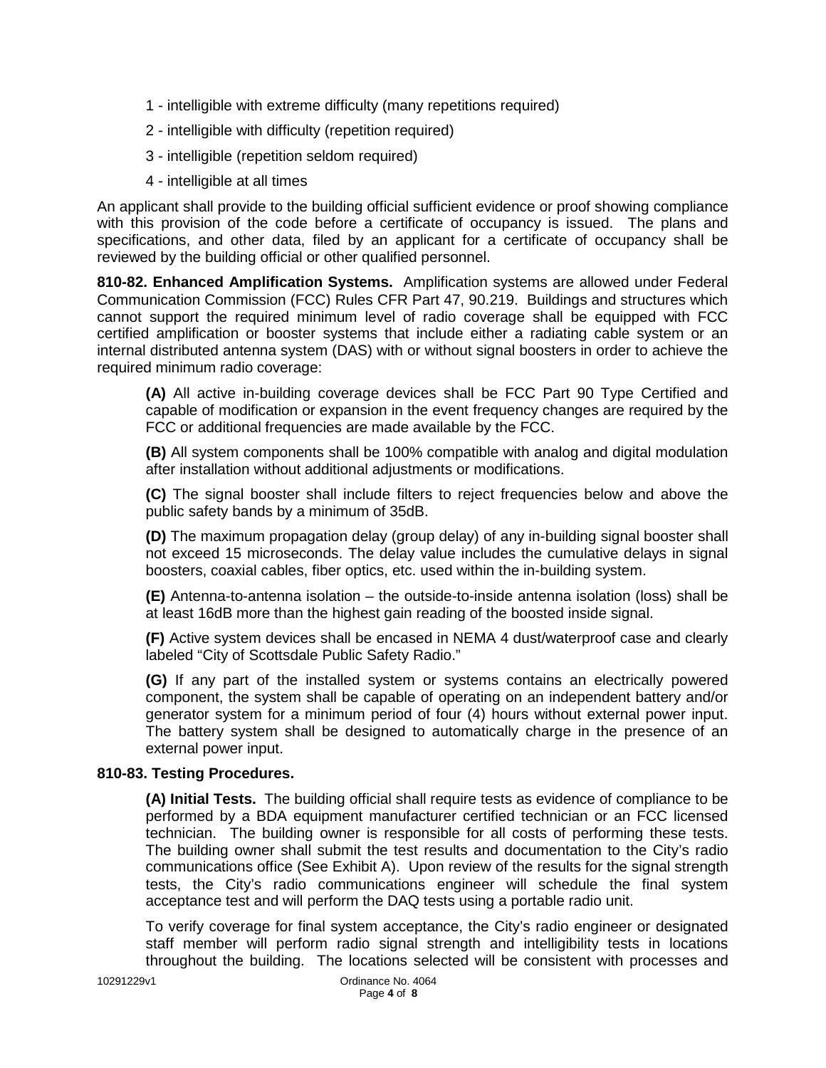1 - intelligible with extreme difficulty (many repetitions required)

2 - intelligible with difficulty (repetition required)

3 - intelligible (repetition seldom required)

4 - intelligible at all times

An applicant shall provide to the building official sufficient evidence or proof showing compliance with this provision of the code before a certificate of occupancy is issued. The plans and specifications, and other data, filed by an applicant for a certificate of occupancy shall be reviewed by the building official or other qualified personnel.

**810-82. Enhanced Amplification Systems.** Amplification systems are allowed under Federal Communication Commission (FCC) Rules CFR Part 47, 90.219. Buildings and structures which cannot support the required minimum level of radio coverage shall be equipped with FCC certified amplification or booster systems that include either a radiating cable system or an internal distributed antenna system (DAS) with or without signal boosters in order to achieve the required minimum radio coverage:

**(A)** All active in-building coverage devices shall be FCC Part 90 Type Certified and capable of modification or expansion in the event frequency changes are required by the FCC or additional frequencies are made available by the FCC.

**(B)** All system components shall be 100% compatible with analog and digital modulation after installation without additional adjustments or modifications.

**(C)** The signal booster shall include filters to reject frequencies below and above the public safety bands by a minimum of 35dB.

**(D)** The maximum propagation delay (group delay) of any in-building signal booster shall not exceed 15 microseconds. The delay value includes the cumulative delays in signal boosters, coaxial cables, fiber optics, etc. used within the in-building system.

**(E)** Antenna-to-antenna isolation – the outside-to-inside antenna isolation (loss) shall be at least 16dB more than the highest gain reading of the boosted inside signal.

**(F)** Active system devices shall be encased in NEMA 4 dust/waterproof case and clearly labeled "City of Scottsdale Public Safety Radio."

**(G)** If any part of the installed system or systems contains an electrically powered component, the system shall be capable of operating on an independent battery and/or generator system for a minimum period of four (4) hours without external power input. The battery system shall be designed to automatically charge in the presence of an external power input.

**810-83. Testing Procedures.**

**(A) Initial Tests.** The building official shall require tests as evidence of compliance to be performed by a BDA equipment manufacturer certified technician or an FCC licensed technician. The building owner is responsible for all costs of performing these tests. The building owner shall submit the test results and documentation to the City's radio communications office (See Exhibit A). Upon review of the results for the signal strength tests, the City's radio communications engineer will schedule the final system acceptance test and will perform the DAQ tests using a portable radio unit.

To verify coverage for final system acceptance, the City's radio engineer or designated staff member will perform radio signal strength and intelligibility tests in locations throughout the building. The locations selected will be consistent with processes and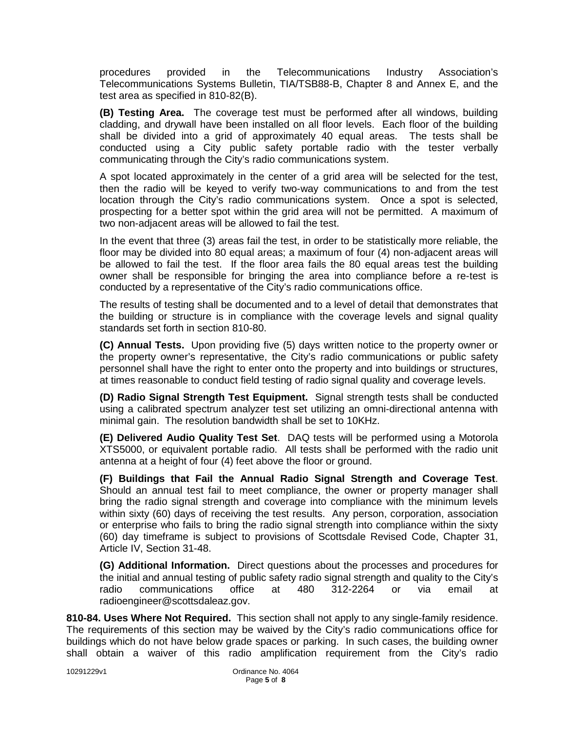procedures provided in the Telecommunications Industry Association's Telecommunications Systems Bulletin, TIA/TSB88-B, Chapter 8 and Annex E, and the test area as specified in 810-82(B).

**(B) Testing Area.** The coverage test must be performed after all windows, building cladding, and drywall have been installed on all floor levels. Each floor of the building shall be divided into a grid of approximately 40 equal areas. The tests shall be conducted using a City public safety portable radio with the tester verbally communicating through the City's radio communications system.

A spot located approximately in the center of a grid area will be selected for the test, then the radio will be keyed to verify two-way communications to and from the test location through the City's radio communications system. Once a spot is selected, prospecting for a better spot within the grid area will not be permitted. A maximum of two non-adjacent areas will be allowed to fail the test.

In the event that three (3) areas fail the test, in order to be statistically more reliable, the floor may be divided into 80 equal areas; a maximum of four (4) non-adjacent areas will be allowed to fail the test. If the floor area fails the 80 equal areas test the building owner shall be responsible for bringing the area into compliance before a re-test is conducted by a representative of the City's radio communications office.

The results of testing shall be documented and to a level of detail that demonstrates that the building or structure is in compliance with the coverage levels and signal quality standards set forth in section 810-80.

**(C) Annual Tests.** Upon providing five (5) days written notice to the property owner or the property owner's representative, the City's radio communications or public safety personnel shall have the right to enter onto the property and into buildings or structures, at times reasonable to conduct field testing of radio signal quality and coverage levels.

**(D) Radio Signal Strength Test Equipment.** Signal strength tests shall be conducted using a calibrated spectrum analyzer test set utilizing an omni-directional antenna with minimal gain. The resolution bandwidth shall be set to 10KHz.

**(E) Delivered Audio Quality Test Set**. DAQ tests will be performed using a Motorola XTS5000, or equivalent portable radio. All tests shall be performed with the radio unit antenna at a height of four (4) feet above the floor or ground.

**(F) Buildings that Fail the Annual Radio Signal Strength and Coverage Test**. Should an annual test fail to meet compliance, the owner or property manager shall bring the radio signal strength and coverage into compliance with the minimum levels within sixty (60) days of receiving the test results. Any person, corporation, association or enterprise who fails to bring the radio signal strength into compliance within the sixty (60) day timeframe is subject to provisions of Scottsdale Revised Code, Chapter 31, Article IV, Section 31-48.

**(G) Additional Information.** Direct questions about the processes and procedures for the initial and annual testing of public safety radio signal strength and quality to the City's radio communications office at 480 312-2264 or via email at radioengineer@scottsdaleaz.gov.

**810-84. Uses Where Not Required.** This section shall not apply to any single-family residence. The requirements of this section may be waived by the City's radio communications office for buildings which do not have below grade spaces or parking. In such cases, the building owner shall obtain a waiver of this radio amplification requirement from the City's radio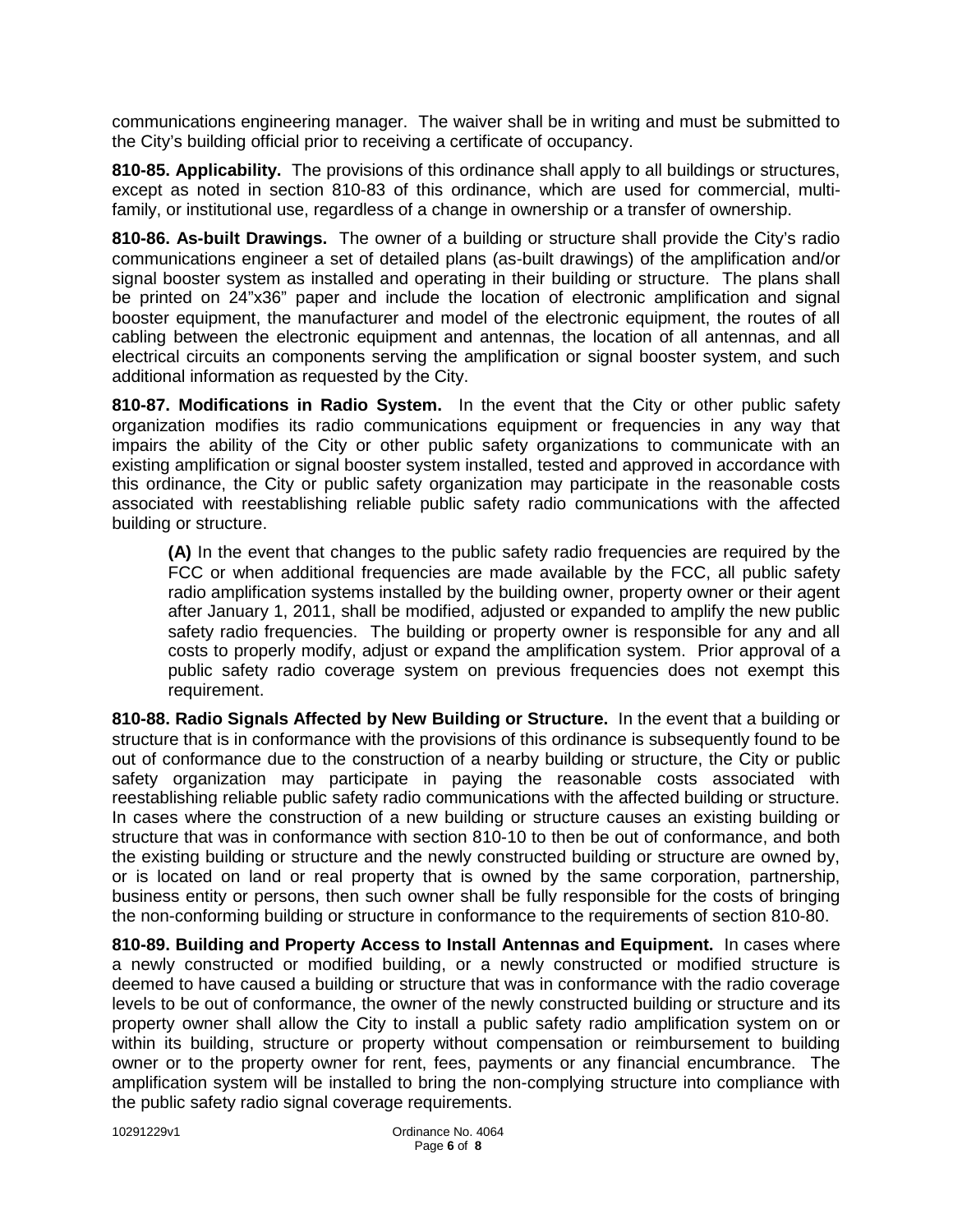communications engineering manager. The waiver shall be in writing and must be submitted to the City's building official prior to receiving a certificate of occupancy.

**810-85. Applicability.** The provisions of this ordinance shall apply to all buildings or structures, except as noted in section 810-83 of this ordinance, which are used for commercial, multi-family, or institutional use, regardless of a change in ownership or a transfer of ownership.

**810-86. As-built Drawings.** The owner of a building or structure shall provide the City's radio communications engineer a set of detailed plans (as-built drawings) of the amplification and/or signal booster system as installed and operating in their building or structure. The plans shall be printed on 24"x36" paper and include the location of electronic amplification and signal booster equipment, the manufacturer and model of the electronic equipment, the routes of all cabling between the electronic equipment and antennas, the location of all antennas, and all electrical circuits an components serving the amplification or signal booster system, and such additional information as requested by the City.

**810-87. Modifications in Radio System.** In the event that the City or other public safety organization modifies its radio communications equipment or frequencies in any way that impairs the ability of the City or other public safety organizations to communicate with an existing amplification or signal booster system installed, tested and approved in accordance with this ordinance, the City or public safety organization may participate in the reasonable costs associated with reestablishing reliable public safety radio communications with the affected building or structure.

> **(A)** In the event that changes to the public safety radio frequencies are required by the FCC or when additional frequencies are made available by the FCC, all public safety radio amplification systems installed by the building owner, property owner or their agent after January 1, 2011, shall be modified, adjusted or expanded to amplify the new public safety radio frequencies. The building or property owner is responsible for any and all costs to properly modify, adjust or expand the amplification system. Prior approval of a public safety radio coverage system on previous frequencies does not exempt this requirement.

**810-88. Radio Signals Affected by New Building or Structure.** In the event that a building or structure that is in conformance with the provisions of this ordinance is subsequently found to be out of conformance due to the construction of a nearby building or structure, the City or public safety organization may participate in paying the reasonable costs associated with reestablishing reliable public safety radio communications with the affected building or structure. In cases where the construction of a new building or structure causes an existing building or structure that was in conformance with section 810-10 to then be out of conformance, and both the existing building or structure and the newly constructed building or structure are owned by, or is located on land or real property that is owned by the same corporation, partnership, business entity or persons, then such owner shall be fully responsible for the costs of bringing the non-conforming building or structure in conformance to the requirements of section 810-80.

**810-89. Building and Property Access to Install Antennas and Equipment.** In cases where a newly constructed or modified building, or a newly constructed or modified structure is deemed to have caused a building or structure that was in conformance with the radio coverage levels to be out of conformance, the owner of the newly constructed building or structure and its property owner shall allow the City to install a public safety radio amplification system on or within its building, structure or property without compensation or reimbursement to building owner or to the property owner for rent, fees, payments or any financial encumbrance. The amplification system will be installed to bring the non-complying structure into compliance with the public safety radio signal coverage requirements.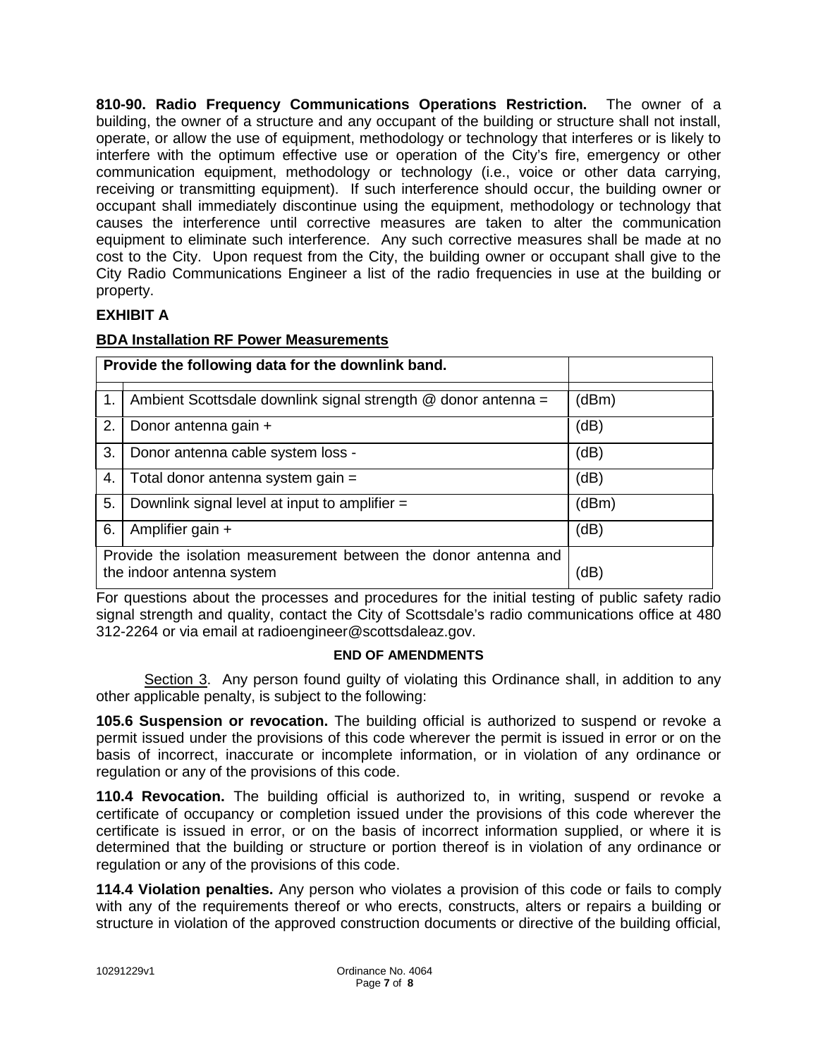**810-90. Radio Frequency Communications Operations Restriction.** The owner of a building, the owner of a structure and any occupant of the building or structure shall not install, operate, or allow the use of equipment, methodology or technology that interferes or is likely to interfere with the optimum effective use or operation of the City's fire, emergency or other communication equipment, methodology or technology (i.e., voice or other data carrying, receiving or transmitting equipment). If such interference should occur, the building owner or occupant shall immediately discontinue using the equipment, methodology or technology that causes the interference until corrective measures are taken to alter the communication equipment to eliminate such interference. Any such corrective measures shall be made at no cost to the City. Upon request from the City, the building owner or occupant shall give to the City Radio Communications Engineer a list of the radio frequencies in use at the building or property.

**EXHIBIT A**

**BDA Installation RF Power Measurements**

| Provide the following data for the downlink band. | | |
|---|---|---|
| 1. | Ambient Scottsdale downlink signal strength @ donor antenna = | (dBm) |
| 2. | Donor antenna gain + | (dB) |
| 3. | Donor antenna cable system loss - | (dB) |
| 4. | Total donor antenna system gain = | (dB) |
| 5. | Downlink signal level at input to amplifier = | (dBm) |
| 6. | Amplifier gain + | (dB) |
| Provide the isolation measurement between the donor antenna and the indoor antenna system | | (dB) |

For questions about the processes and procedures for the initial testing of public safety radio signal strength and quality, contact the City of Scottsdale's radio communications office at 480 312-2264 or via email at radioengineer@scottsdaleaz.gov.

**END OF AMENDMENTS**

Section 3. Any person found guilty of violating this Ordinance shall, in addition to any other applicable penalty, is subject to the following:

**105.6 Suspension or revocation.** The building official is authorized to suspend or revoke a permit issued under the provisions of this code wherever the permit is issued in error or on the basis of incorrect, inaccurate or incomplete information, or in violation of any ordinance or regulation or any of the provisions of this code.

**110.4 Revocation.** The building official is authorized to, in writing, suspend or revoke a certificate of occupancy or completion issued under the provisions of this code wherever the certificate is issued in error, or on the basis of incorrect information supplied, or where it is determined that the building or structure or portion thereof is in violation of any ordinance or regulation or any of the provisions of this code.

**114.4 Violation penalties.** Any person who violates a provision of this code or fails to comply with any of the requirements thereof or who erects, constructs, alters or repairs a building or structure in violation of the approved construction documents or directive of the building official,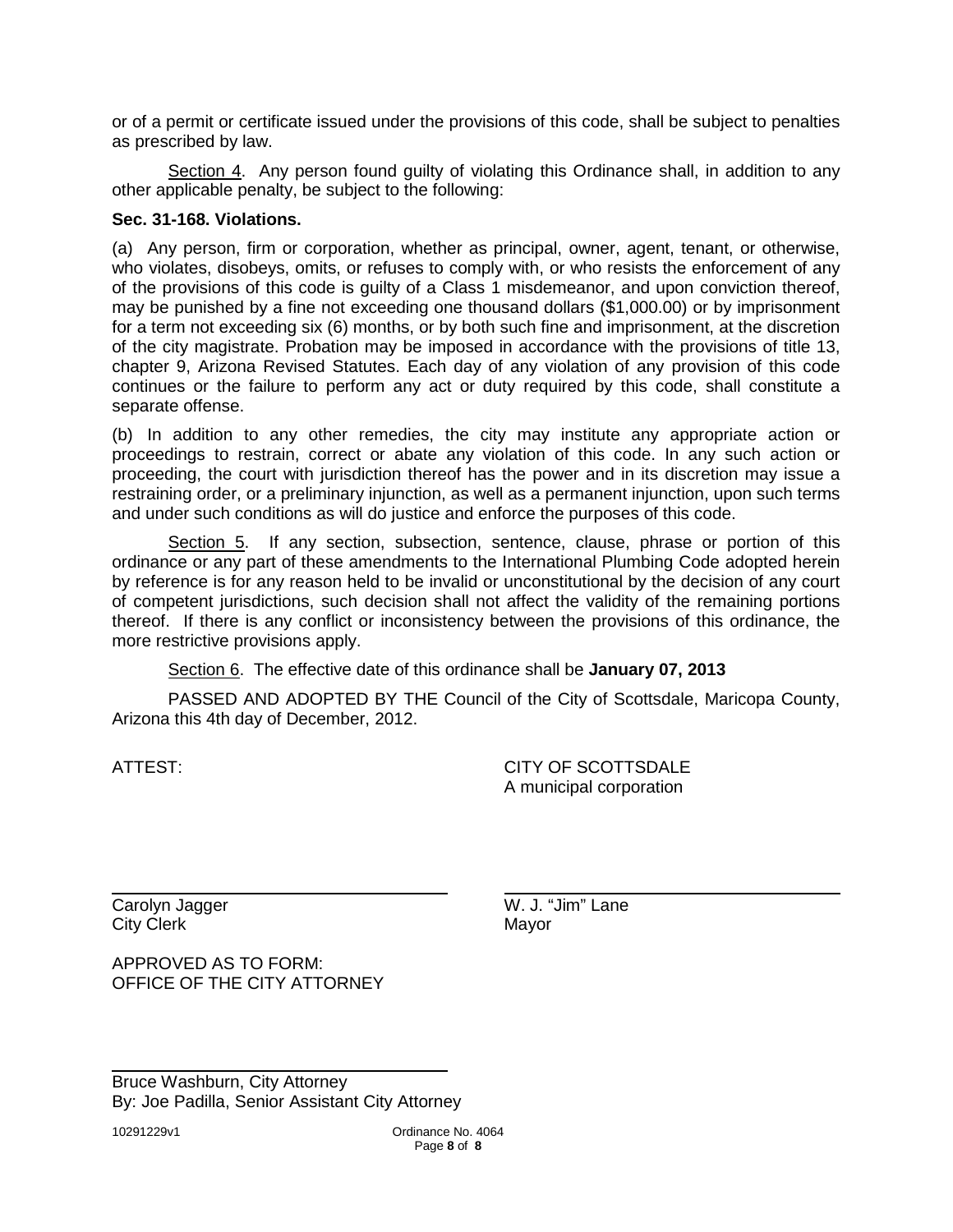or of a permit or certificate issued under the provisions of this code, shall be subject to penalties as prescribed by law.

Section 4. Any person found guilty of violating this Ordinance shall, in addition to any other applicable penalty, be subject to the following:

**Sec. 31-168. Violations.**

(a) Any person, firm or corporation, whether as principal, owner, agent, tenant, or otherwise, who violates, disobeys, omits, or refuses to comply with, or who resists the enforcement of any of the provisions of this code is guilty of a Class 1 misdemeanor, and upon conviction thereof, may be punished by a fine not exceeding one thousand dollars ($1,000.00) or by imprisonment for a term not exceeding six (6) months, or by both such fine and imprisonment, at the discretion of the city magistrate. Probation may be imposed in accordance with the provisions of title 13, chapter 9, Arizona Revised Statutes. Each day of any violation of any provision of this code continues or the failure to perform any act or duty required by this code, shall constitute a separate offense.

(b) In addition to any other remedies, the city may institute any appropriate action or proceedings to restrain, correct or abate any violation of this code. In any such action or proceeding, the court with jurisdiction thereof has the power and in its discretion may issue a restraining order, or a preliminary injunction, as well as a permanent injunction, upon such terms and under such conditions as will do justice and enforce the purposes of this code.

Section 5. If any section, subsection, sentence, clause, phrase or portion of this ordinance or any part of these amendments to the International Plumbing Code adopted herein by reference is for any reason held to be invalid or unconstitutional by the decision of any court of competent jurisdictions, such decision shall not affect the validity of the remaining portions thereof. If there is any conflict or inconsistency between the provisions of this ordinance, the more restrictive provisions apply.

Section 6. The effective date of this ordinance shall be **January 07, 2013**

PASSED AND ADOPTED BY THE Council of the City of Scottsdale, Maricopa County, Arizona this 4th day of December, 2012.

ATTEST:

CITY OF SCOTTSDALE
A municipal corporation

Carolyn Jagger
City Clerk

W. J. "Jim" Lane
Mayor

APPROVED AS TO FORM:
OFFICE OF THE CITY ATTORNEY

Bruce Washburn, City Attorney
By: Joe Padilla, Senior Assistant City Attorney

10291229v1 Ordinance No. 4064